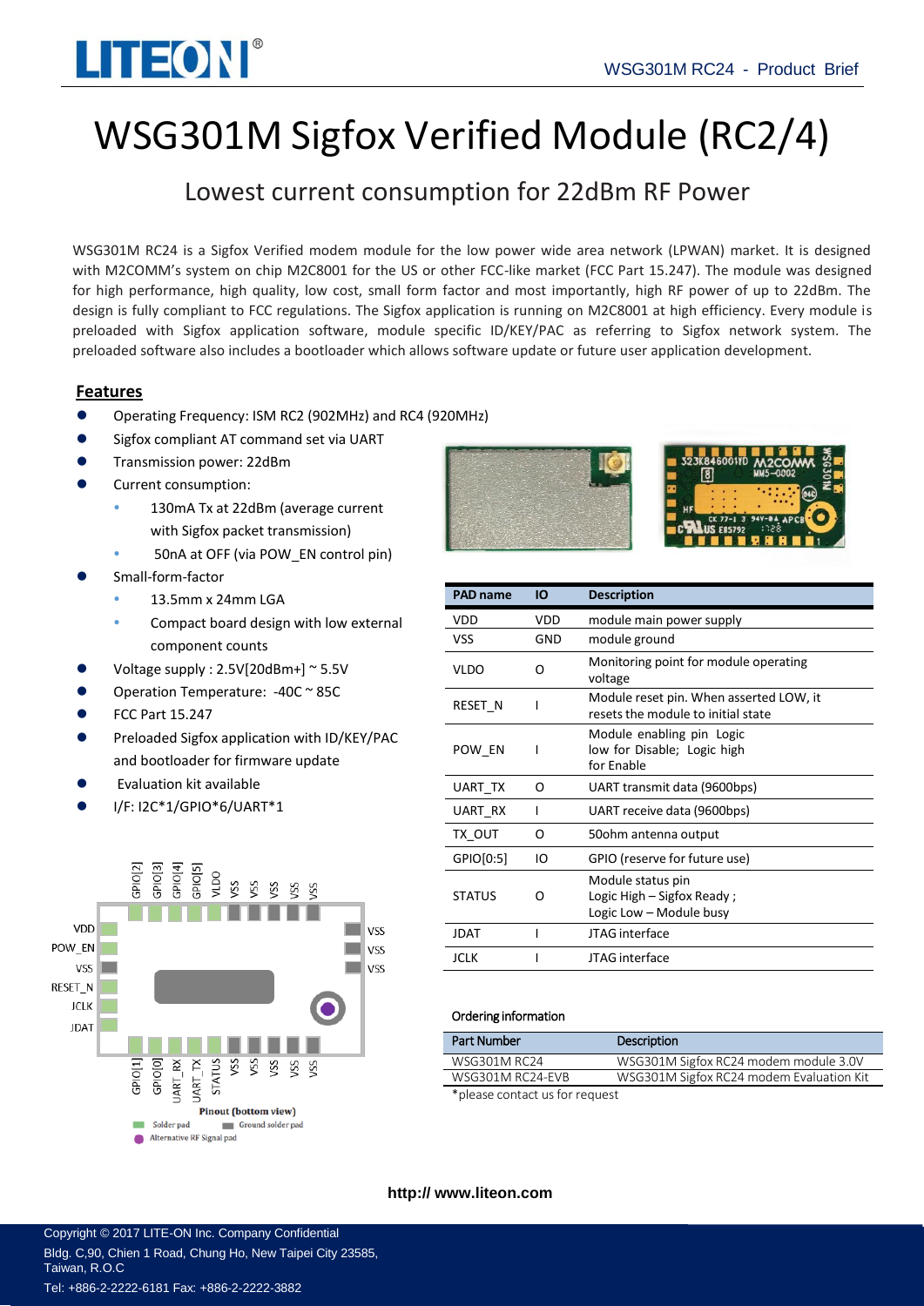# WSG301M Sigfox Verified Module (RC2/4)

## Lowest current consumption for 22dBm RF Power

WSG301M RC24 is a Sigfox Verified modem module for the low power wide area network (LPWAN) market. It is designed with M2COMM's system on chip M2C8001 for the US or other FCC-like market (FCC Part 15.247). The module was designed for high performance, high quality, low cost, small form factor and most importantly, high RF power of up to 22dBm. The design is fully compliant to FCC regulations. The Sigfox application is running on M2C8001 at high efficiency. Every module is preloaded with Sigfox application software, module specific ID/KEY/PAC as referring to Sigfox network system. The preloaded software also includes a bootloader which allows software update or future user application development.

### Features

- Operating Frequency: ISM RC2 (902MHz) and RC4 (920MHz)
- Sigfox compliant AT command set via UART
- Transmission power: 22dBm
- Current consumption:
  - 130mA Tx at 22dBm (average current with Sigfox packet transmission)
  - 50nA at OFF (via POW_EN control pin)
- Small-form-factor
  - 13.5mm x 24mm LGA
  - Compact board design with low external component counts
- Voltage supply : 2.5V[20dBm+] ~ 5.5V
- Operation Temperature: -40C ~ 85C
- FCC Part 15.247
- Preloaded Sigfox application with ID/KEY/PAC and bootloader for firmware update
- Evaluation kit available
- I/F: I2C*1/GPIO*6/UART*1

GPIO[2] GPIO[3] GPIO[4] GPIO[5] VLDO VSS VSS VSS VSS VSS

VDD, POW_EN, VSS, RESET_N, JCLK, JDAT | VSS, VSS, VSS

GPIO[1] GPIO[0] UART_RX UART_TX STATUS VSS VSS VSS VSS VSS

Pinout (bottom view)

Solder pad — Ground solder pad — Alternative RF Signal pad

| PAD name | IO | Description |
|---|---|---|
| VDD | VDD | module main power supply |
| VSS | GND | module ground |
| VLDO | O | Monitoring point for module operating voltage |
| RESET_N | I | Module reset pin. When asserted LOW, it resets the module to initial state |
| POW_EN | I | Module enabling pin Logic low for Disable; Logic high for Enable |
| UART_TX | O | UART transmit data (9600bps) |
| UART_RX | I | UART receive data (9600bps) |
| TX_OUT | O | 50ohm antenna output |
| GPIO[0:5] | IO | GPIO (reserve for future use) |
| STATUS | O | Module status pin<br>Logic High – Sigfox Ready ;<br>Logic Low – Module busy |
| JDAT | I | JTAG interface |
| JCLK | I | JTAG interface |

Ordering information

| Part Number | Description |
|---|---|
| WSG301M RC24 | WSG301M Sigfox RC24 modem module 3.0V |
| WSG301M RC24-EVB | WSG301M Sigfox RC24 modem Evaluation Kit |

*please contact us for request

http:// www.liteon.com

Copyright © 2017 LITE-ON Inc. Company Confidential
Bldg. C,90, Chien 1 Road, Chung Ho, New Taipei City 23585, Taiwan, R.O.C
Tel: +886-2-2222-6181 Fax: +886-2-2222-3882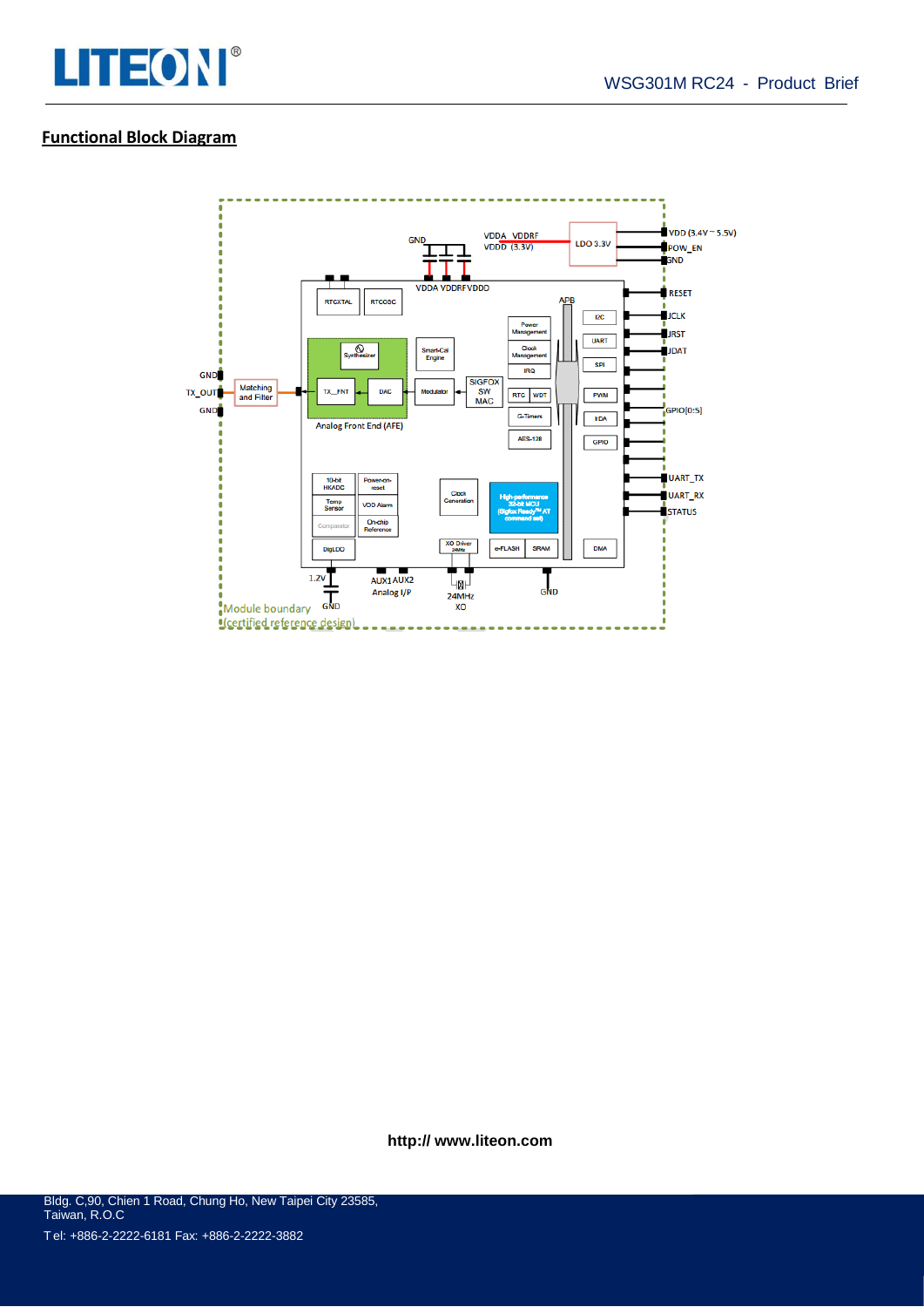## Functional Block Diagram

VDD (3.4V ~ 5.5V)
POW_EN
GND
LDO 3.3V
VDDA VDDRF
VDDD (3.3V)
GND
VDDA VDDRF VDDD
RTCXTAL
RTCOSC
APB
RESET
JCLK
JRST
JDAT
Power Management
Clock Management
IRQ
I2C
UART
SPI
Synthesizer
Smart-Cal Engine
GND
TX_OUT
GND
Matching and Filter
TX_FNT
DAC
Modulator
SIGFOX SW MAC
RTC
WDT
PWM
GPIO[0:5]
G-Timers
IrDA
Analog Front End (AFE)
AES-128
GPIO
UART_TX
UART_RX
STATUS
10-bit HKADC
Power-on-reset
Temp Sensor
VDD Alarm
Comparator
On-chip Reference
Clock Generation
High-performance 32-bit MCU (Sigfox Ready™ AT command set)
DigLDO
XO Driver 24MHz
e-FLASH
SRAM
DMA
1.2V
GND
AUX1 AUX2
Analog I/P
24MHz
XO
GND
Module boundary
(certified reference design)

http:// www.liteon.com

Bldg. C,90, Chien 1 Road, Chung Ho, New Taipei City 23585,
Taiwan, R.O.C

Tel: +886-2-2222-6181 Fax: +886-2-2222-3882